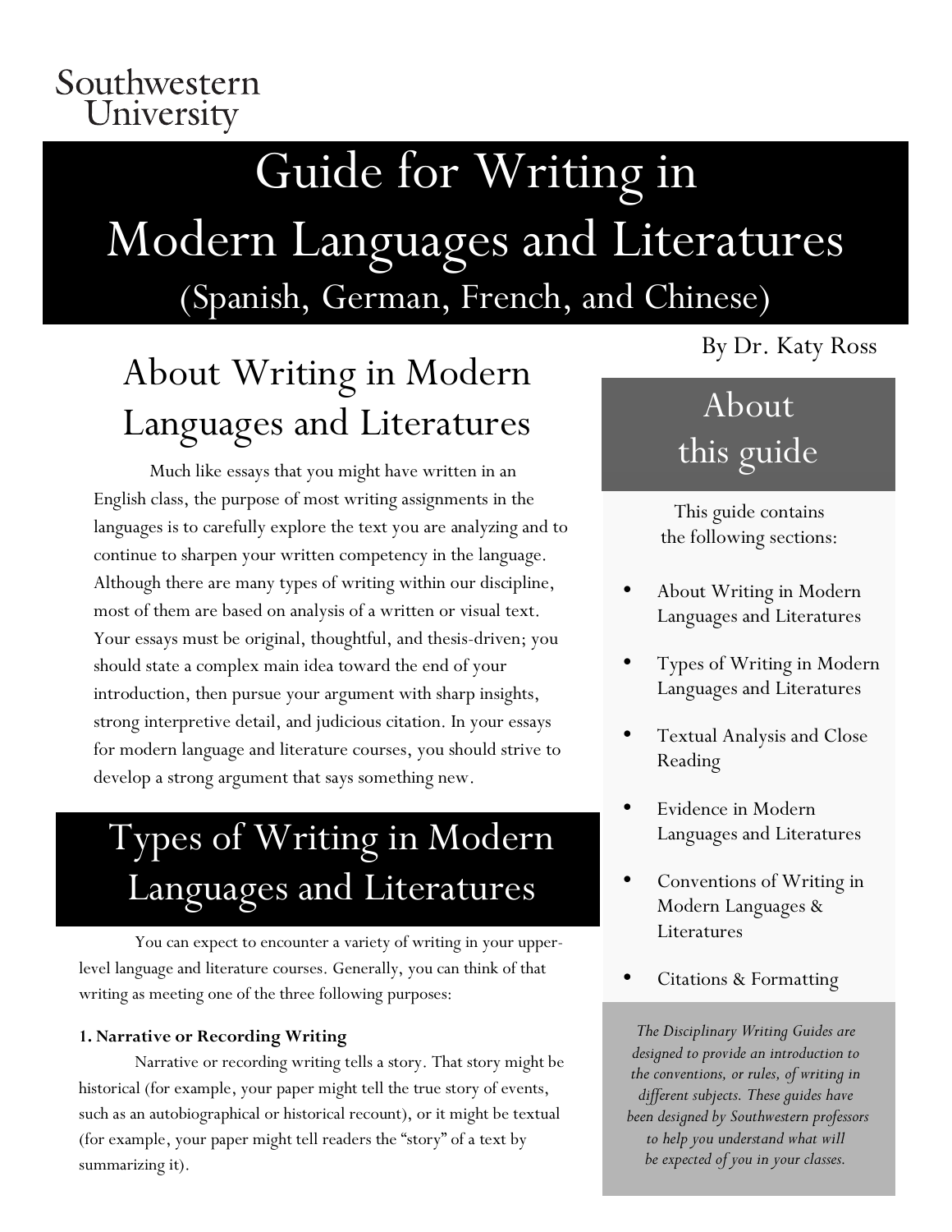Southwestern University

# Guide for Writing in Modern Languages and Literatures
## (Spanish, German, French, and Chinese)

By Dr. Katy Ross

## About Writing in Modern Languages and Literatures

Much like essays that you might have written in an English class, the purpose of most writing assignments in the languages is to carefully explore the text you are analyzing and to continue to sharpen your written competency in the language. Although there are many types of writing within our discipline, most of them are based on analysis of a written or visual text. Your essays must be original, thoughtful, and thesis-driven; you should state a complex main idea toward the end of your introduction, then pursue your argument with sharp insights, strong interpretive detail, and judicious citation. In your essays for modern language and literature courses, you should strive to develop a strong argument that says something new.

## Types of Writing in Modern Languages and Literatures

You can expect to encounter a variety of writing in your upper-level language and literature courses. Generally, you can think of that writing as meeting one of the three following purposes:

**1. Narrative or Recording Writing**

Narrative or recording writing tells a story. That story might be historical (for example, your paper might tell the true story of events, such as an autobiographical or historical recount), or it might be textual (for example, your paper might tell readers the "story" of a text by summarizing it).

## About this guide

This guide contains the following sections:

- About Writing in Modern Languages and Literatures
- Types of Writing in Modern Languages and Literatures
- Textual Analysis and Close Reading
- Evidence in Modern Languages and Literatures
- Conventions of Writing in Modern Languages & Literatures
- Citations & Formatting

*The Disciplinary Writing Guides are designed to provide an introduction to the conventions, or rules, of writing in different subjects. These guides have been designed by Southwestern professors to help you understand what will be expected of you in your classes.*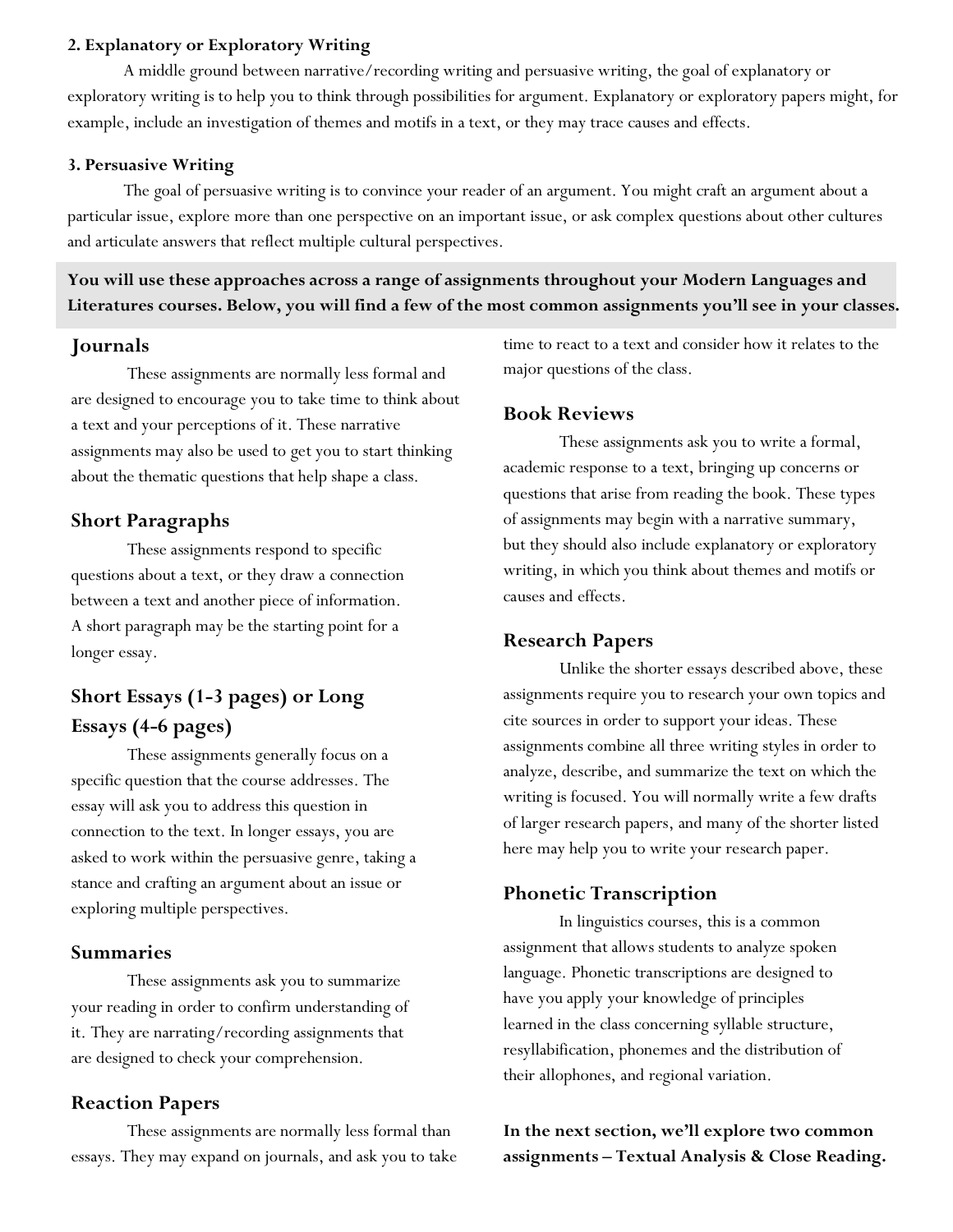### 2. Explanatory or Exploratory Writing

A middle ground between narrative/recording writing and persuasive writing, the goal of explanatory or exploratory writing is to help you to think through possibilities for argument. Explanatory or exploratory papers might, for example, include an investigation of themes and motifs in a text, or they may trace causes and effects.

### 3. Persuasive Writing

The goal of persuasive writing is to convince your reader of an argument. You might craft an argument about a particular issue, explore more than one perspective on an important issue, or ask complex questions about other cultures and articulate answers that reflect multiple cultural perspectives.

**You will use these approaches across a range of assignments throughout your Modern Languages and Literatures courses. Below, you will find a few of the most common assignments you'll see in your classes.**

## Journals

These assignments are normally less formal and are designed to encourage you to take time to think about a text and your perceptions of it. These narrative assignments may also be used to get you to start thinking about the thematic questions that help shape a class.

## Short Paragraphs

These assignments respond to specific questions about a text, or they draw a connection between a text and another piece of information. A short paragraph may be the starting point for a longer essay.

## Short Essays (1-3 pages) or Long Essays (4-6 pages)

These assignments generally focus on a specific question that the course addresses. The essay will ask you to address this question in connection to the text. In longer essays, you are asked to work within the persuasive genre, taking a stance and crafting an argument about an issue or exploring multiple perspectives.

## Summaries

These assignments ask you to summarize your reading in order to confirm understanding of it. They are narrating/recording assignments that are designed to check your comprehension.

## Reaction Papers

These assignments are normally less formal than essays. They may expand on journals, and ask you to take time to react to a text and consider how it relates to the major questions of the class.

## Book Reviews

These assignments ask you to write a formal, academic response to a text, bringing up concerns or questions that arise from reading the book. These types of assignments may begin with a narrative summary, but they should also include explanatory or exploratory writing, in which you think about themes and motifs or causes and effects.

## Research Papers

Unlike the shorter essays described above, these assignments require you to research your own topics and cite sources in order to support your ideas. These assignments combine all three writing styles in order to analyze, describe, and summarize the text on which the writing is focused. You will normally write a few drafts of larger research papers, and many of the shorter listed here may help you to write your research paper.

## Phonetic Transcription

In linguistics courses, this is a common assignment that allows students to analyze spoken language. Phonetic transcriptions are designed to have you apply your knowledge of principles learned in the class concerning syllable structure, resyllabification, phonemes and the distribution of their allophones, and regional variation.

**In the next section, we'll explore two common assignments – Textual Analysis & Close Reading.**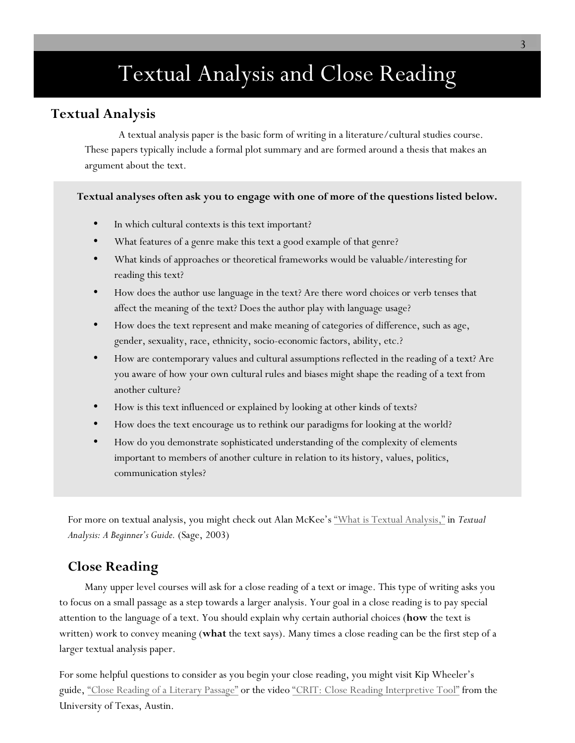# Textual Analysis and Close Reading

## Textual Analysis

A textual analysis paper is the basic form of writing in a literature/cultural studies course. These papers typically include a formal plot summary and are formed around a thesis that makes an argument about the text.

**Textual analyses often ask you to engage with one of more of the questions listed below.**

- In which cultural contexts is this text important?
- What features of a genre make this text a good example of that genre?
- What kinds of approaches or theoretical frameworks would be valuable/interesting for reading this text?
- How does the author use language in the text? Are there word choices or verb tenses that affect the meaning of the text? Does the author play with language usage?
- How does the text represent and make meaning of categories of difference, such as age, gender, sexuality, race, ethnicity, socio-economic factors, ability, etc.?
- How are contemporary values and cultural assumptions reflected in the reading of a text? Are you aware of how your own cultural rules and biases might shape the reading of a text from another culture?
- How is this text influenced or explained by looking at other kinds of texts?
- How does the text encourage us to rethink our paradigms for looking at the world?
- How do you demonstrate sophisticated understanding of the complexity of elements important to members of another culture in relation to its history, values, politics, communication styles?

For more on textual analysis, you might check out Alan McKee's "What is Textual Analysis," in *Textual Analysis: A Beginner's Guide.* (Sage, 2003)

## Close Reading

Many upper level courses will ask for a close reading of a text or image. This type of writing asks you to focus on a small passage as a step towards a larger analysis. Your goal in a close reading is to pay special attention to the language of a text. You should explain why certain authorial choices (**how** the text is written) work to convey meaning (**what** the text says). Many times a close reading can be the first step of a larger textual analysis paper.

For some helpful questions to consider as you begin your close reading, you might visit Kip Wheeler's guide, "Close Reading of a Literary Passage" or the video "CRIT: Close Reading Interpretive Tool" from the University of Texas, Austin.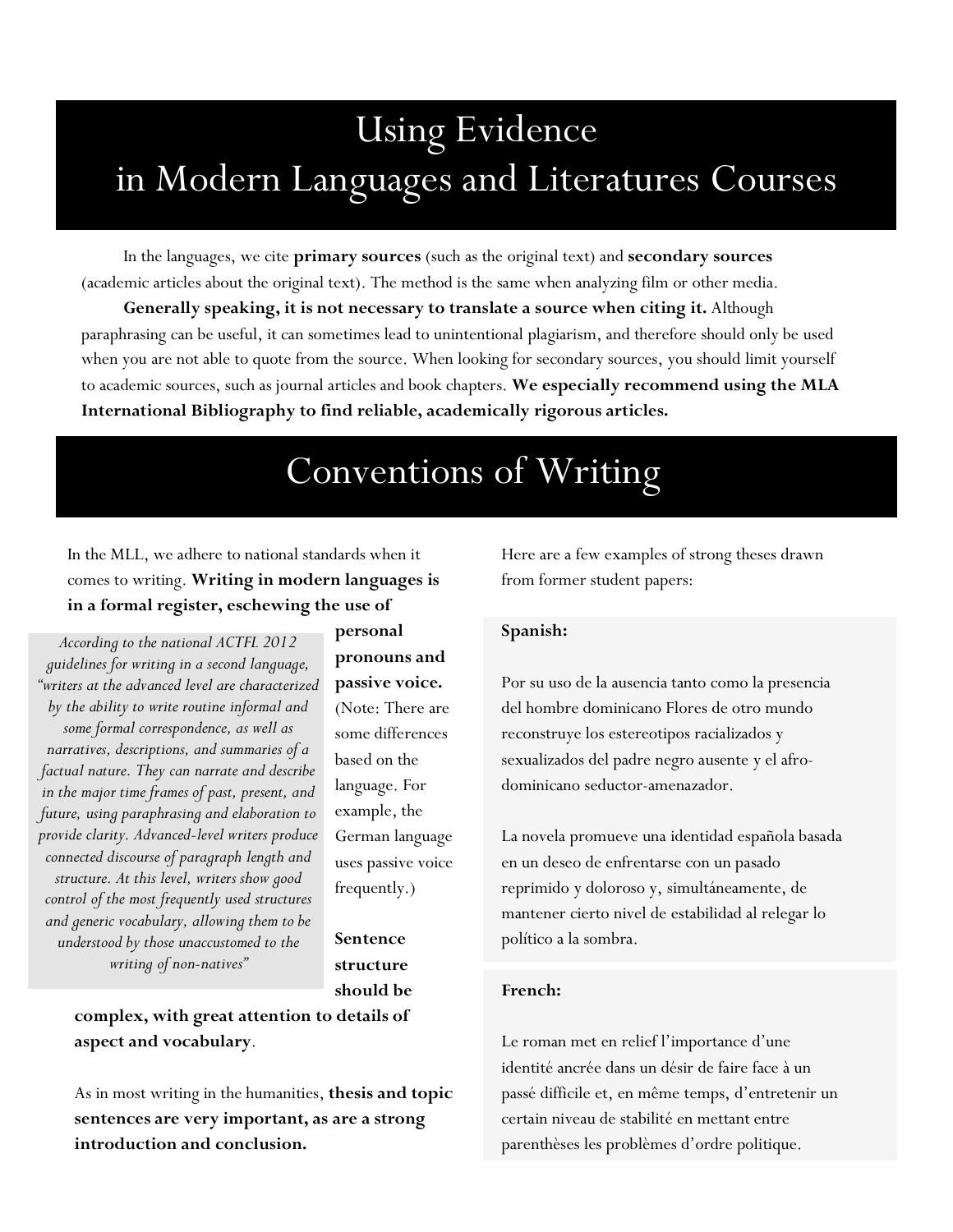# Using Evidence in Modern Languages and Literatures Courses

In the languages, we cite **primary sources** (such as the original text) and **secondary sources** (academic articles about the original text). The method is the same when analyzing film or other media.

**Generally speaking, it is not necessary to translate a source when citing it.** Although paraphrasing can be useful, it can sometimes lead to unintentional plagiarism, and therefore should only be used when you are not able to quote from the source. When looking for secondary sources, you should limit yourself to academic sources, such as journal articles and book chapters. **We especially recommend using the MLA International Bibliography to find reliable, academically rigorous articles.**

# Conventions of Writing

In the MLL, we adhere to national standards when it comes to writing. **Writing in modern languages is in a formal register, eschewing the use of personal pronouns and passive voice.** (Note: There are some differences based on the language. For example, the German language uses passive voice frequently.)

> *According to the national ACTFL 2012 guidelines for writing in a second language, "writers at the advanced level are characterized by the ability to write routine informal and some formal correspondence, as well as narratives, descriptions, and summaries of a factual nature. They can narrate and describe in the major time frames of past, present, and future, using paraphrasing and elaboration to provide clarity. Advanced-level writers produce connected discourse of paragraph length and structure. At this level, writers show good control of the most frequently used structures and generic vocabulary, allowing them to be understood by those unaccustomed to the writing of non-natives"*

**Sentence structure should be complex, with great attention to details of aspect and vocabulary**.

As in most writing in the humanities, **thesis and topic sentences are very important, as are a strong introduction and conclusion.**

Here are a few examples of strong theses drawn from former student papers:

**Spanish:**

Por su uso de la ausencia tanto como la presencia del hombre dominicano Flores de otro mundo reconstruye los estereotipos racializados y sexualizados del padre negro ausente y el afro-dominicano seductor-amenazador.

La novela promueve una identidad española basada en un deseo de enfrentarse con un pasado reprimido y doloroso y, simultáneamente, de mantener cierto nivel de estabilidad al relegar lo político a la sombra.

**French:**

Le roman met en relief l'importance d'une identité ancrée dans un désir de faire face à un passé difficile et, en même temps, d'entretenir un certain niveau de stabilité en mettant entre parenthèses les problèmes d'ordre politique.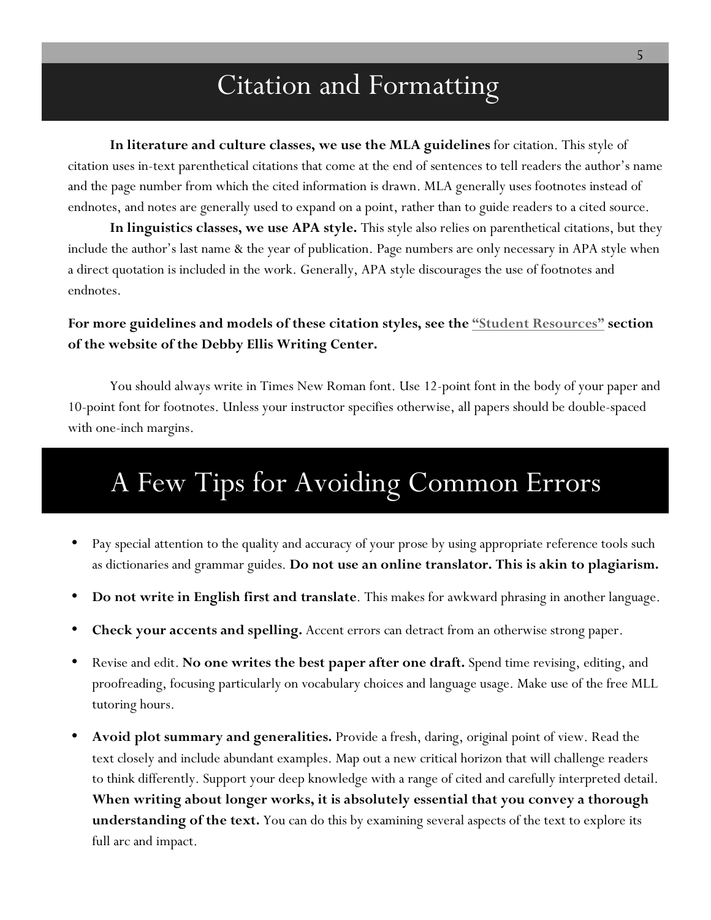# Citation and Formatting

**In literature and culture classes, we use the MLA guidelines** for citation. This style of citation uses in-text parenthetical citations that come at the end of sentences to tell readers the author's name and the page number from which the cited information is drawn. MLA generally uses footnotes instead of endnotes, and notes are generally used to expand on a point, rather than to guide readers to a cited source.

**In linguistics classes, we use APA style.** This style also relies on parenthetical citations, but they include the author's last name & the year of publication. Page numbers are only necessary in APA style when a direct quotation is included in the work. Generally, APA style discourages the use of footnotes and endnotes.

**For more guidelines and models of these citation styles, see the "Student Resources" section of the website of the Debby Ellis Writing Center.**

You should always write in Times New Roman font. Use 12-point font in the body of your paper and 10-point font for footnotes. Unless your instructor specifies otherwise, all papers should be double-spaced with one-inch margins.

# A Few Tips for Avoiding Common Errors

- Pay special attention to the quality and accuracy of your prose by using appropriate reference tools such as dictionaries and grammar guides. **Do not use an online translator. This is akin to plagiarism.**
- **Do not write in English first and translate**. This makes for awkward phrasing in another language.
- **Check your accents and spelling.** Accent errors can detract from an otherwise strong paper.
- Revise and edit. **No one writes the best paper after one draft.** Spend time revising, editing, and proofreading, focusing particularly on vocabulary choices and language usage. Make use of the free MLL tutoring hours.
- **Avoid plot summary and generalities.** Provide a fresh, daring, original point of view. Read the text closely and include abundant examples. Map out a new critical horizon that will challenge readers to think differently. Support your deep knowledge with a range of cited and carefully interpreted detail. **When writing about longer works, it is absolutely essential that you convey a thorough understanding of the text.** You can do this by examining several aspects of the text to explore its full arc and impact.